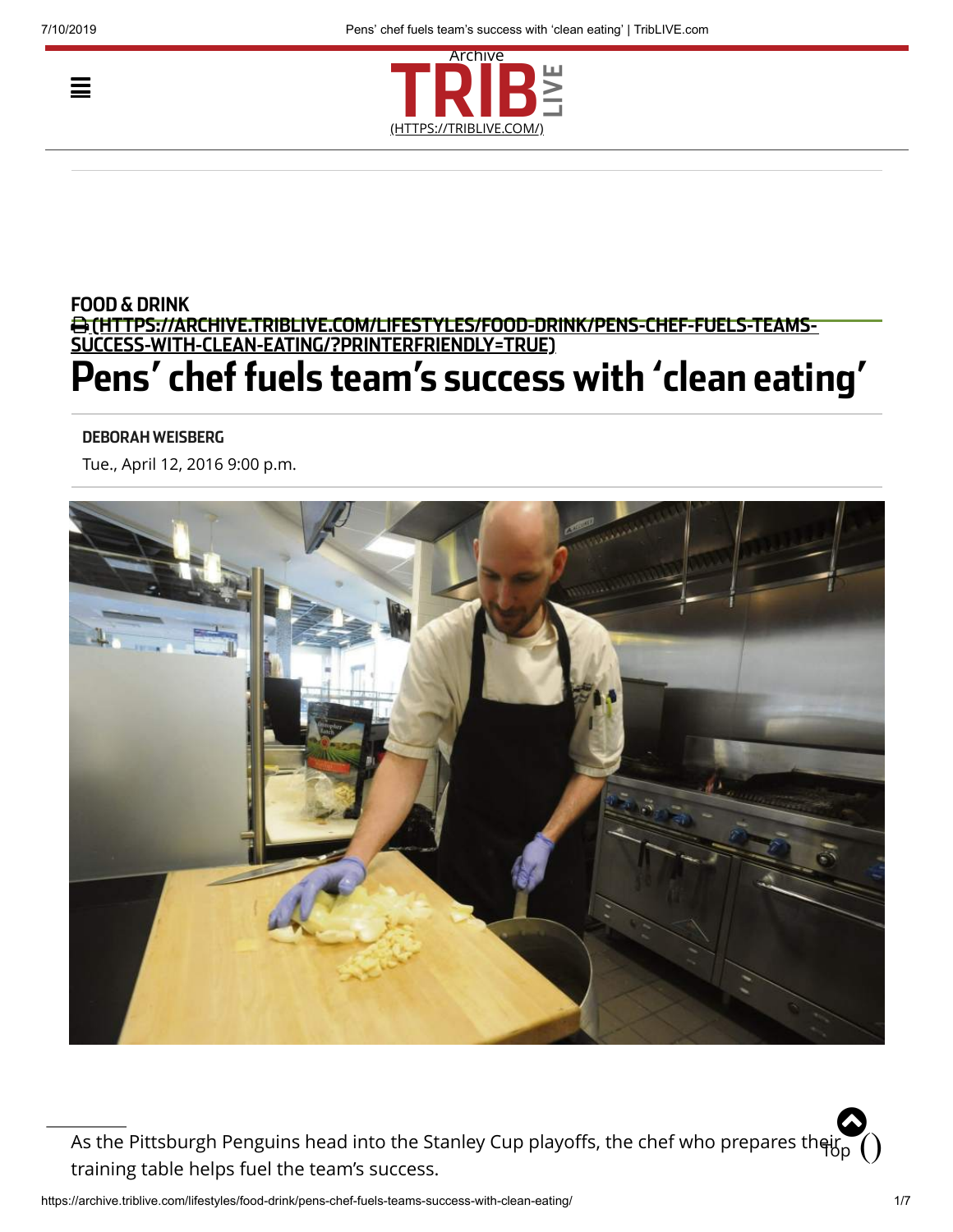FOOD & DRINK

(HTTPS://ARCHIVE.TRIBLIVE.COM/LIFESTYLES/FOOD-DRINK/PENS-CHEF-FUELS-TEAMS-SUCCESS-WITH-CLEAN-EATING/?PRINTERFRIENDLY=TRUE)

# Pens' chef fuels team's success with 'clean eating'

**DEBORAH WEISBERG**

Tue., April 12, 2016 9:00 p.m.

As the Pittsburgh Penguins head into the Stanley Cup playoffs, the chef who prepares their training table helps fuel the team's success.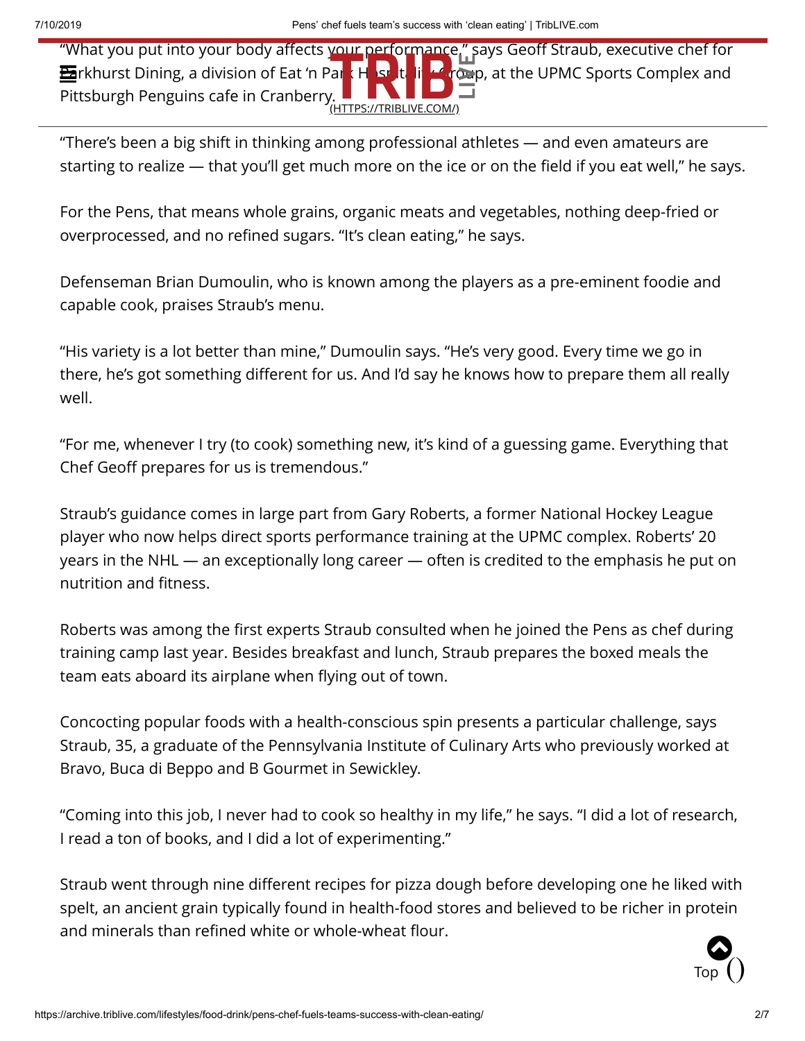"What you put into your body affects your performance," says Geoff Straub, executive chef for Parkhurst Dining, a division of Eat 'n Park Hospitality Group, at the UPMC Sports Complex and Pittsburgh Penguins cafe in Cranberry.

"There's been a big shift in thinking among professional athletes — and even amateurs are starting to realize — that you'll get much more on the ice or on the field if you eat well," he says.

For the Pens, that means whole grains, organic meats and vegetables, nothing deep-fried or overprocessed, and no refined sugars. "It's clean eating," he says.

Defenseman Brian Dumoulin, who is known among the players as a pre-eminent foodie and capable cook, praises Straub's menu.

"His variety is a lot better than mine," Dumoulin says. "He's very good. Every time we go in there, he's got something different for us. And I'd say he knows how to prepare them all really well.

"For me, whenever I try (to cook) something new, it's kind of a guessing game. Everything that Chef Geoff prepares for us is tremendous."

Straub's guidance comes in large part from Gary Roberts, a former National Hockey League player who now helps direct sports performance training at the UPMC complex. Roberts' 20 years in the NHL — an exceptionally long career — often is credited to the emphasis he put on nutrition and fitness.

Roberts was among the first experts Straub consulted when he joined the Pens as chef during training camp last year. Besides breakfast and lunch, Straub prepares the boxed meals the team eats aboard its airplane when flying out of town.

Concocting popular foods with a health-conscious spin presents a particular challenge, says Straub, 35, a graduate of the Pennsylvania Institute of Culinary Arts who previously worked at Bravo, Buca di Beppo and B Gourmet in Sewickley.

"Coming into this job, I never had to cook so healthy in my life," he says. "I did a lot of research, I read a ton of books, and I did a lot of experimenting."

Straub went through nine different recipes for pizza dough before developing one he liked with spelt, an ancient grain typically found in health-food stores and believed to be richer in protein and minerals than refined white or whole-wheat flour.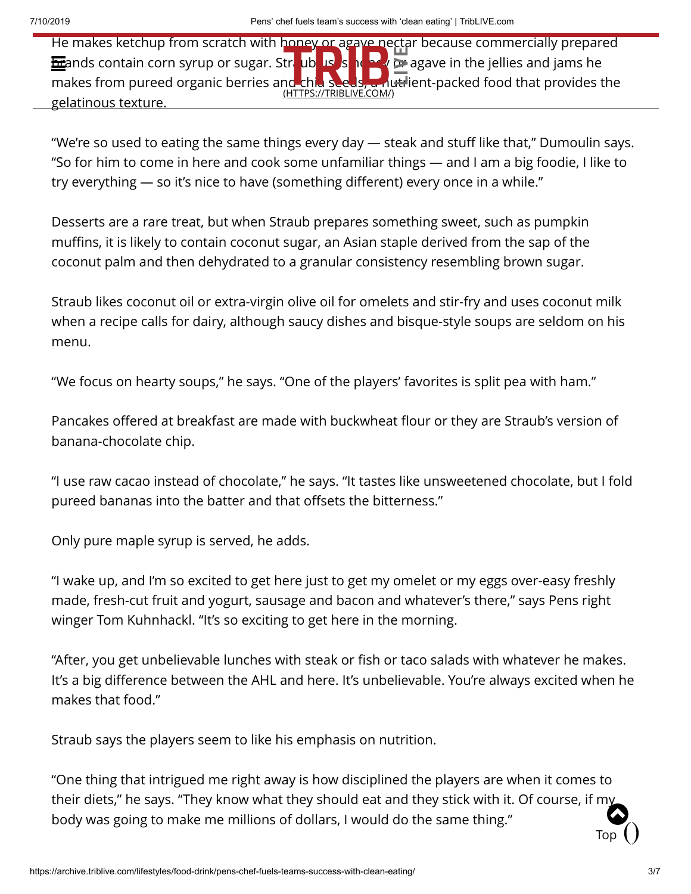He makes ketchup from scratch with honey or agave nectar because commercially prepared brands contain corn syrup or sugar. Straub uses honey or agave in the jellies and jams he makes from pureed organic berries and chia seeds, a nutrient-packed food that provides the gelatinous texture.

"We're so used to eating the same things every day — steak and stuff like that," Dumoulin says. "So for him to come in here and cook some unfamiliar things — and I am a big foodie, I like to try everything — so it's nice to have (something different) every once in a while."

Desserts are a rare treat, but when Straub prepares something sweet, such as pumpkin muffins, it is likely to contain coconut sugar, an Asian staple derived from the sap of the coconut palm and then dehydrated to a granular consistency resembling brown sugar.

Straub likes coconut oil or extra-virgin olive oil for omelets and stir-fry and uses coconut milk when a recipe calls for dairy, although saucy dishes and bisque-style soups are seldom on his menu.

"We focus on hearty soups," he says. "One of the players' favorites is split pea with ham."

Pancakes offered at breakfast are made with buckwheat flour or they are Straub's version of banana-chocolate chip.

"I use raw cacao instead of chocolate," he says. "It tastes like unsweetened chocolate, but I fold pureed bananas into the batter and that offsets the bitterness."

Only pure maple syrup is served, he adds.

"I wake up, and I'm so excited to get here just to get my omelet or my eggs over-easy freshly made, fresh-cut fruit and yogurt, sausage and bacon and whatever's there," says Pens right winger Tom Kuhnhackl. "It's so exciting to get here in the morning.

"After, you get unbelievable lunches with steak or fish or taco salads with whatever he makes. It's a big difference between the AHL and here. It's unbelievable. You're always excited when he makes that food."

Straub says the players seem to like his emphasis on nutrition.

"One thing that intrigued me right away is how disciplined the players are when it comes to their diets," he says. "They know what they should eat and they stick with it. Of course, if my body was going to make me millions of dollars, I would do the same thing."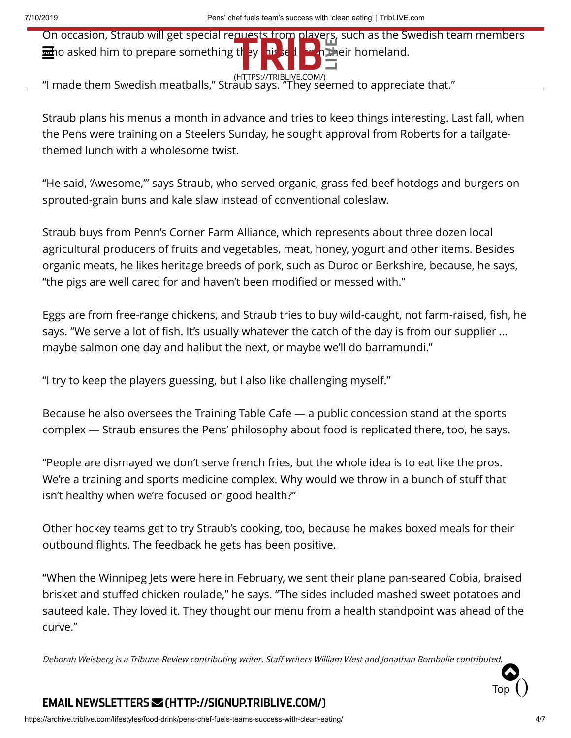On occasion, Straub will get special requests from players, such as the Swedish team members who asked him to prepare something they missed from their homeland.

"I made them Swedish meatballs," Straub says. "They seemed to appreciate that."

Straub plans his menus a month in advance and tries to keep things interesting. Last fall, when the Pens were training on a Steelers Sunday, he sought approval from Roberts for a tailgate-themed lunch with a wholesome twist.

"He said, 'Awesome,'" says Straub, who served organic, grass-fed beef hotdogs and burgers on sprouted-grain buns and kale slaw instead of conventional coleslaw.

Straub buys from Penn's Corner Farm Alliance, which represents about three dozen local agricultural producers of fruits and vegetables, meat, honey, yogurt and other items. Besides organic meats, he likes heritage breeds of pork, such as Duroc or Berkshire, because, he says, "the pigs are well cared for and haven't been modified or messed with."

Eggs are from free-range chickens, and Straub tries to buy wild-caught, not farm-raised, fish, he says. "We serve a lot of fish. It's usually whatever the catch of the day is from our supplier … maybe salmon one day and halibut the next, or maybe we'll do barramundi."

"I try to keep the players guessing, but I also like challenging myself."

Because he also oversees the Training Table Cafe — a public concession stand at the sports complex — Straub ensures the Pens' philosophy about food is replicated there, too, he says.

"People are dismayed we don't serve french fries, but the whole idea is to eat like the pros. We're a training and sports medicine complex. Why would we throw in a bunch of stuff that isn't healthy when we're focused on good health?"

Other hockey teams get to try Straub's cooking, too, because he makes boxed meals for their outbound flights. The feedback he gets has been positive.

"When the Winnipeg Jets were here in February, we sent their plane pan-seared Cobia, braised brisket and stuffed chicken roulade," he says. "The sides included mashed sweet potatoes and sauteed kale. They loved it. They thought our menu from a health standpoint was ahead of the curve."

*Deborah Weisberg is a Tribune-Review contributing writer. Staff writers William West and Jonathan Bombulie contributed.*

**EMAIL NEWSLETTERS (HTTP://SIGNUP.TRIBLIVE.COM/)**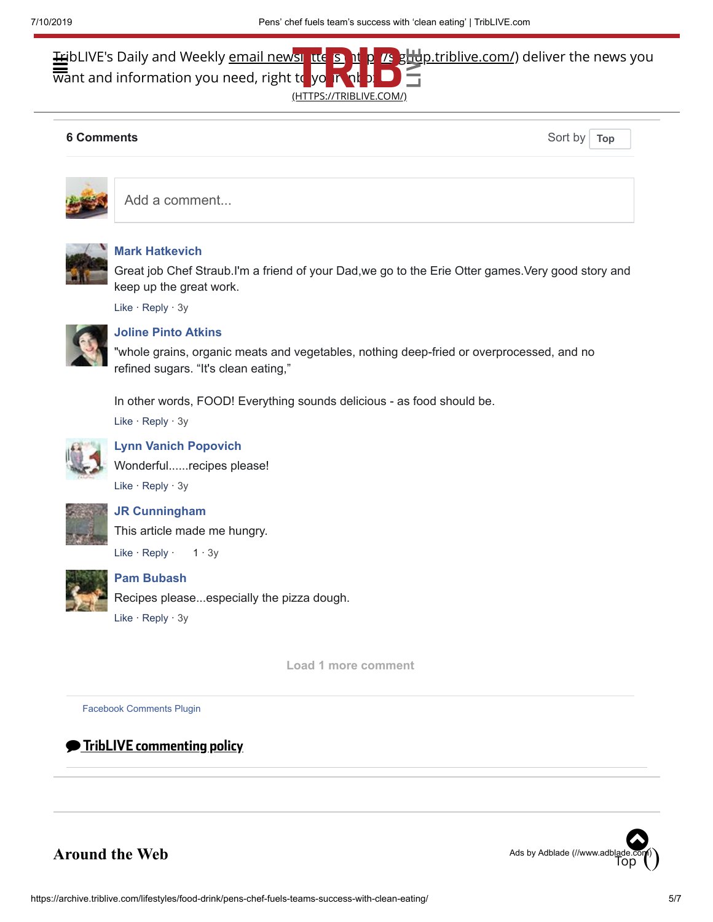TribLIVE's Daily and Weekly email newsletters (https://signup.triblive.com/) deliver the news you want and information you need, right to your inbox.

(HTTPS://TRIBLIVE.COM/)

**6 Comments**

Sort by Top

Add a comment...

**Mark Hatkevich**

Great job Chef Straub.I'm a friend of your Dad,we go to the Erie Otter games.Very good story and keep up the great work.

Like · Reply · 3y

**Joline Pinto Atkins**

"whole grains, organic meats and vegetables, nothing deep-fried or overprocessed, and no refined sugars. “It's clean eating,”

In other words, FOOD! Everything sounds delicious - as food should be.

Like · Reply · 3y

**Lynn Vanich Popovich**

Wonderful......recipes please!

Like · Reply · 3y

**JR Cunningham**

This article made me hungry.

Like · Reply · 1 · 3y

**Pam Bubash**

Recipes please...especially the pizza dough.

Like · Reply · 3y

Load 1 more comment

Facebook Comments Plugin

**TribLIVE commenting policy**

## Around the Web

Ads by Adblade (//www.adblade.com)

Top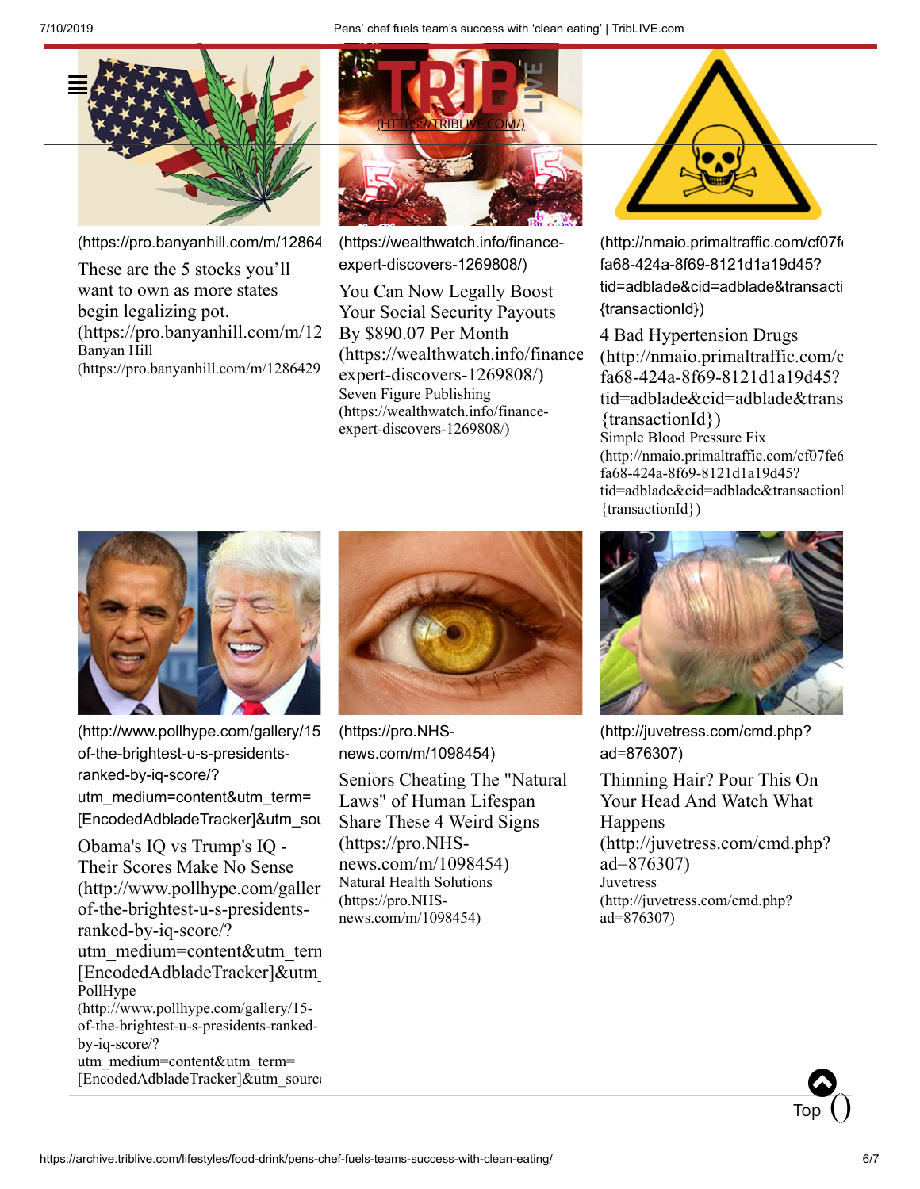(HTTPS://TRIBLIVE.COM/)

(https://pro.banyanhill.com/m/12864

These are the 5 stocks you'll want to own as more states begin legalizing pot.
(https://pro.banyanhill.com/m/12
Banyan Hill
(https://pro.banyanhill.com/m/1286429

(https://wealthwatch.info/finance-expert-discovers-1269808/)

You Can Now Legally Boost Your Social Security Payouts By $890.07 Per Month
(https://wealthwatch.info/finance expert-discovers-1269808/)
Seven Figure Publishing
(https://wealthwatch.info/finance-expert-discovers-1269808/)

(http://nmaio.primaltraffic.com/cf07f fa68-424a-8f69-8121d1a19d45? tid=adblade&cid=adblade&transacti {transactionId})

4 Bad Hypertension Drugs
(http://nmaio.primaltraffic.com/c fa68-424a-8f69-8121d1a19d45? tid=adblade&cid=adblade&trans {transactionId})
Simple Blood Pressure Fix
(http://nmaio.primaltraffic.com/cf07fe6 fa68-424a-8f69-8121d1a19d45? tid=adblade&cid=adblade&transaction {transactionId})

(http://www.pollhype.com/gallery/15 of-the-brightest-u-s-presidents-ranked-by-iq-score/? utm_medium=content&utm_term= [EncodedAdbladeTracker]&utm_sou

Obama's IQ vs Trump's IQ - Their Scores Make No Sense
(http://www.pollhype.com/galler of-the-brightest-u-s-presidents-ranked-by-iq-score/? utm_medium=content&utm_tern [EncodedAdbladeTracker]&utm_
PollHype
(http://www.pollhype.com/gallery/15-of-the-brightest-u-s-presidents-ranked-by-iq-score/? utm_medium=content&utm_term= [EncodedAdbladeTracker]&utm_source

(https://pro.NHS-news.com/m/1098454)

Seniors Cheating The "Natural Laws" of Human Lifespan Share These 4 Weird Signs
(https://pro.NHS-news.com/m/1098454)
Natural Health Solutions
(https://pro.NHS-news.com/m/1098454)

(http://juvetress.com/cmd.php? ad=876307)

Thinning Hair? Pour This On Your Head And Watch What Happens
(http://juvetress.com/cmd.php? ad=876307)
Juvetress
(http://juvetress.com/cmd.php? ad=876307)

Top ()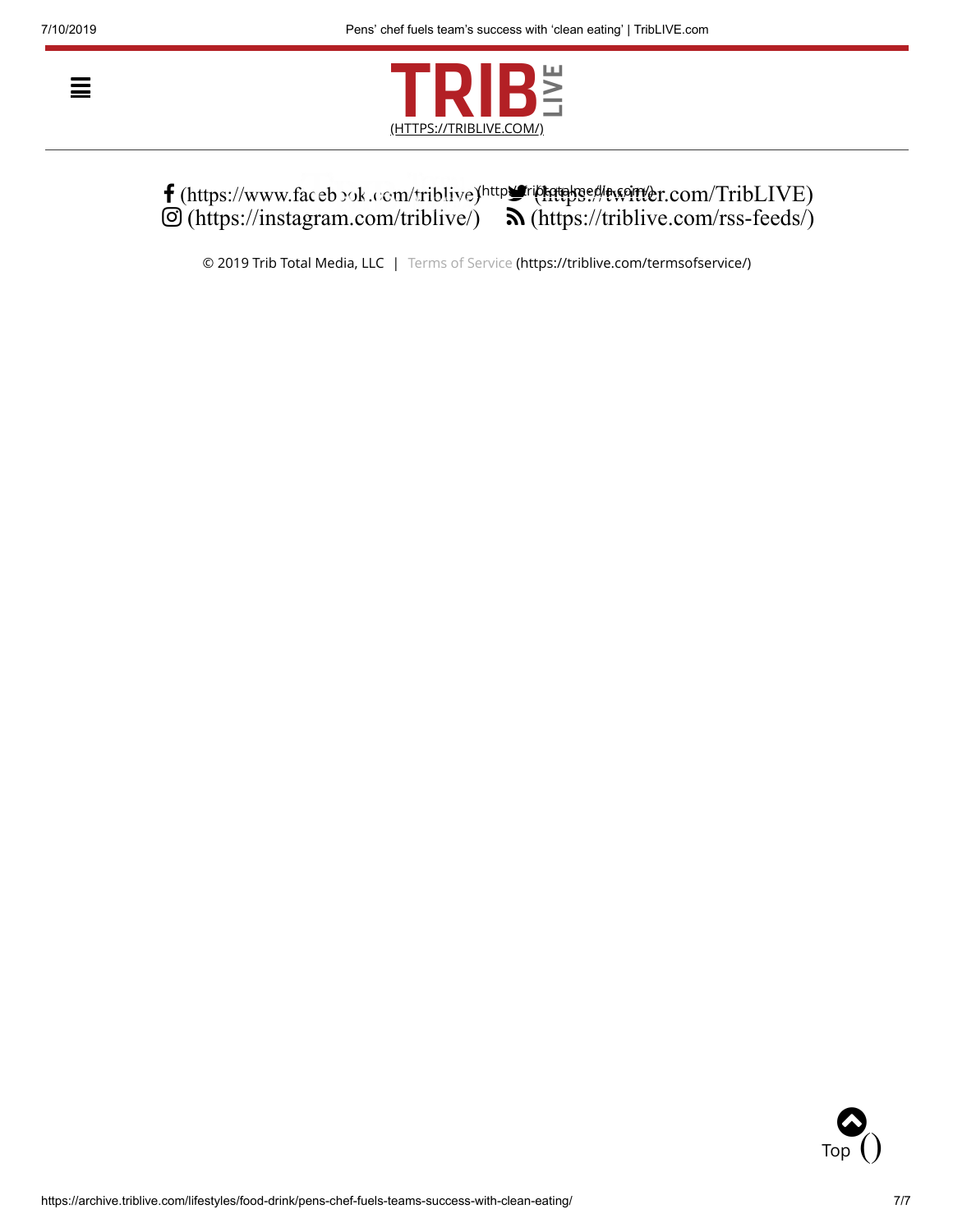TRIB LIVE (HTTPS://TRIBLIVE.COM/)

(https://www.facebook.com/triblive) (https://twitter.com/TribLIVE)
(https://instagram.com/triblive/) (https://triblive.com/rss-feeds/)

© 2019 Trib Total Media, LLC | Terms of Service (https://triblive.com/termsofservice/)

Top ()